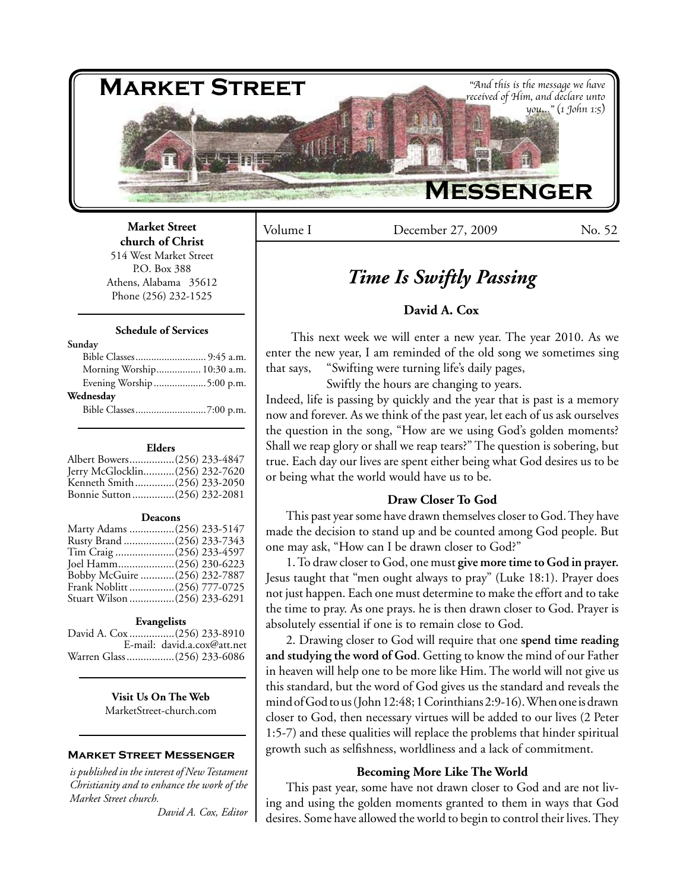# Market Street Messenger

*"And this is the message we have received of Him, and declare unto you..." (1 John 1:5)*

**Market Street church of Christ**
514 West Market Street
P.O. Box 388
Athens, Alabama 35612
Phone (256) 232-1525

**Schedule of Services**

**Sunday**
Bible Classes........................... 9:45 a.m.
Morning Worship................. 10:30 a.m.
Evening Worship.................... 5:00 p.m.
**Wednesday**
Bible Classes............................ 7:00 p.m.

**Elders**
Albert Bowers................(256) 233-4847
Jerry McGlocklin...........(256) 232-7620
Kenneth Smith..............(256) 233-2050
Bonnie Sutton...............(256) 232-2081

**Deacons**
Marty Adams ................(256) 233-5147
Rusty Brand ..................(256) 233-7343
Tim Craig .....................(256) 233-4597
Joel Hamm....................(256) 230-6223
Bobby McGuire ............(256) 232-7887
Frank Noblitt ................(256) 777-0725
Stuart Wilson ................(256) 233-6291

**Evangelists**
David A. Cox ................(256) 233-8910
E-mail: david.a.cox@att.net
Warren Glass.................(256) 233-6086

**Visit Us On The Web**
MarketStreet-church.com

**Market Street Messenger**
*is published in the interest of New Testament Christianity and to enhance the work of the Market Street church.*
*David A. Cox, Editor*

Volume I — December 27, 2009 — No. 52

## *Time Is Swiftly Passing*

**David A. Cox**

This next week we will enter a new year. The year 2010. As we enter the new year, I am reminded of the old song we sometimes sing that says, "Swifting were turning life's daily pages,
Swiftly the hours are changing to years.
Indeed, life is passing by quickly and the year that is past is a memory now and forever. As we think of the past year, let each of us ask ourselves the question in the song, "How are we using God's golden moments? Shall we reap glory or shall we reap tears?" The question is sobering, but true. Each day our lives are spent either being what God desires us to be or being what the world would have us to be.

### Draw Closer To God

This past year some have drawn themselves closer to God. They have made the decision to stand up and be counted among God people. But one may ask, "How can I be drawn closer to God?"

1. To draw closer to God, one must **give more time to God in prayer.** Jesus taught that "men ought always to pray" (Luke 18:1). Prayer does not just happen. Each one must determine to make the effort and to take the time to pray. As one prays. he is then drawn closer to God. Prayer is absolutely essential if one is to remain close to God.

2. Drawing closer to God will require that one **spend time reading and studying the word of God**. Getting to know the mind of our Father in heaven will help one to be more like Him. The world will not give us this standard, but the word of God gives us the standard and reveals the mind of God to us (John 12:48; 1 Corinthians 2:9-16). When one is drawn closer to God, then necessary virtues will be added to our lives (2 Peter 1:5-7) and these qualities will replace the problems that hinder spiritual growth such as selfishness, worldliness and a lack of commitment.

### Becoming More Like The World

This past year, some have not drawn closer to God and are not living and using the golden moments granted to them in ways that God desires. Some have allowed the world to begin to control their lives. They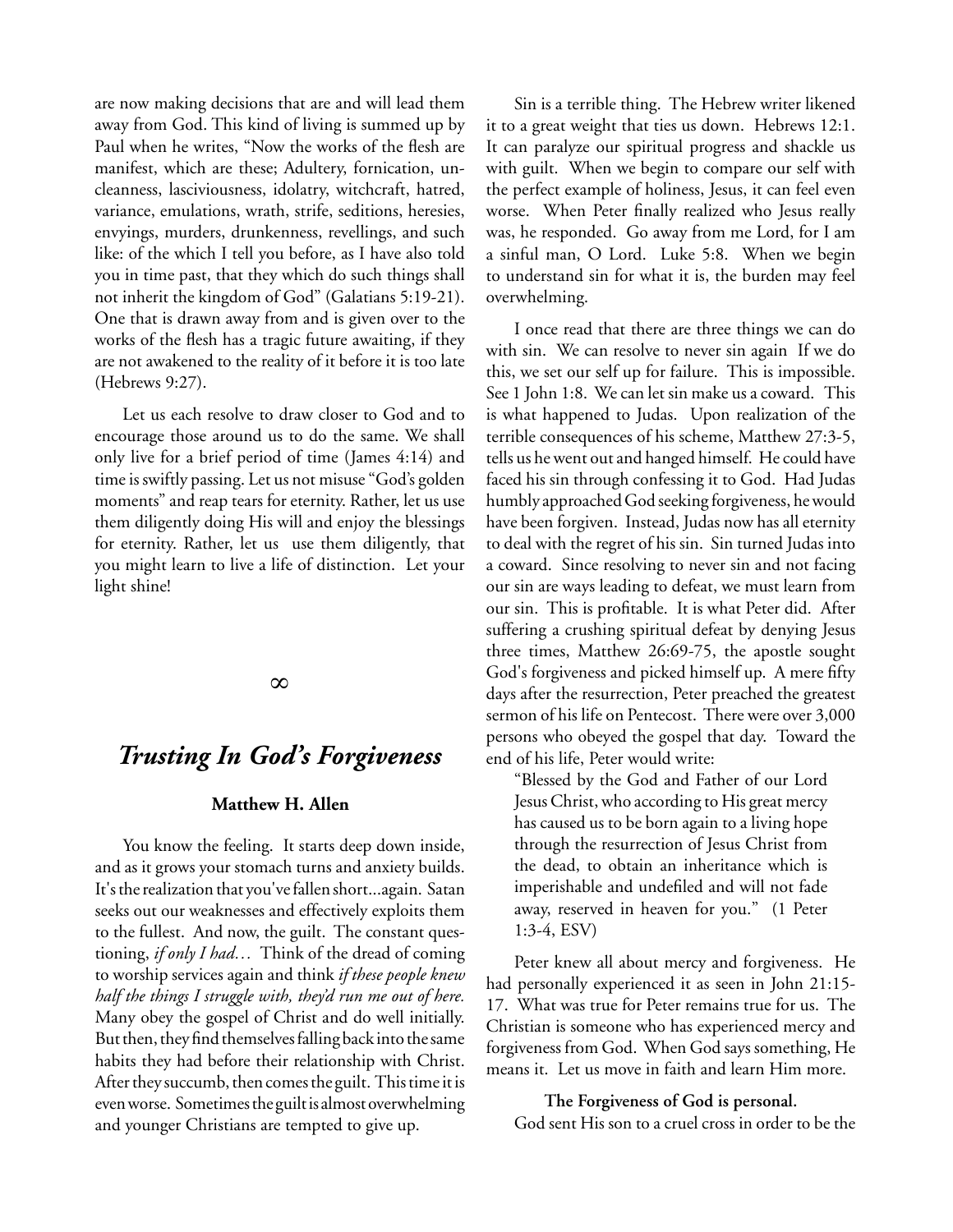are now making decisions that are and will lead them away from God. This kind of living is summed up by Paul when he writes, "Now the works of the flesh are manifest, which are these; Adultery, fornication, uncleanness, lasciviousness, idolatry, witchcraft, hatred, variance, emulations, wrath, strife, seditions, heresies, envyings, murders, drunkenness, revellings, and such like: of the which I tell you before, as I have also told you in time past, that they which do such things shall not inherit the kingdom of God" (Galatians 5:19-21). One that is drawn away from and is given over to the works of the flesh has a tragic future awaiting, if they are not awakened to the reality of it before it is too late (Hebrews 9:27).

Let us each resolve to draw closer to God and to encourage those around us to do the same. We shall only live for a brief period of time (James 4:14) and time is swiftly passing. Let us not misuse "God's golden moments" and reap tears for eternity. Rather, let us use them diligently doing His will and enjoy the blessings for eternity. Rather, let us use them diligently, that you might learn to live a life of distinction. Let your light shine!

∞

## *Trusting In God's Forgiveness*

**Matthew H. Allen**

You know the feeling. It starts deep down inside, and as it grows your stomach turns and anxiety builds. It's the realization that you've fallen short...again. Satan seeks out our weaknesses and effectively exploits them to the fullest. And now, the guilt. The constant questioning, *if only I had…* Think of the dread of coming to worship services again and think *if these people knew half the things I struggle with, they'd run me out of here.* Many obey the gospel of Christ and do well initially. But then, they find themselves falling back into the same habits they had before their relationship with Christ. After they succumb, then comes the guilt. This time it is even worse. Sometimes the guilt is almost overwhelming and younger Christians are tempted to give up.

Sin is a terrible thing. The Hebrew writer likened it to a great weight that ties us down. Hebrews 12:1. It can paralyze our spiritual progress and shackle us with guilt. When we begin to compare our self with the perfect example of holiness, Jesus, it can feel even worse. When Peter finally realized who Jesus really was, he responded. Go away from me Lord, for I am a sinful man, O Lord. Luke 5:8. When we begin to understand sin for what it is, the burden may feel overwhelming.

I once read that there are three things we can do with sin. We can resolve to never sin again If we do this, we set our self up for failure. This is impossible. See 1 John 1:8. We can let sin make us a coward. This is what happened to Judas. Upon realization of the terrible consequences of his scheme, Matthew 27:3-5, tells us he went out and hanged himself. He could have faced his sin through confessing it to God. Had Judas humbly approached God seeking forgiveness, he would have been forgiven. Instead, Judas now has all eternity to deal with the regret of his sin. Sin turned Judas into a coward. Since resolving to never sin and not facing our sin are ways leading to defeat, we must learn from our sin. This is profitable. It is what Peter did. After suffering a crushing spiritual defeat by denying Jesus three times, Matthew 26:69-75, the apostle sought God's forgiveness and picked himself up. A mere fifty days after the resurrection, Peter preached the greatest sermon of his life on Pentecost. There were over 3,000 persons who obeyed the gospel that day. Toward the end of his life, Peter would write:

> "Blessed by the God and Father of our Lord Jesus Christ, who according to His great mercy has caused us to be born again to a living hope through the resurrection of Jesus Christ from the dead, to obtain an inheritance which is imperishable and undefiled and will not fade away, reserved in heaven for you." (1 Peter 1:3-4, ESV)

Peter knew all about mercy and forgiveness. He had personally experienced it as seen in John 21:15-17. What was true for Peter remains true for us. The Christian is someone who has experienced mercy and forgiveness from God. When God says something, He means it. Let us move in faith and learn Him more.

**The Forgiveness of God is personal.**

God sent His son to a cruel cross in order to be the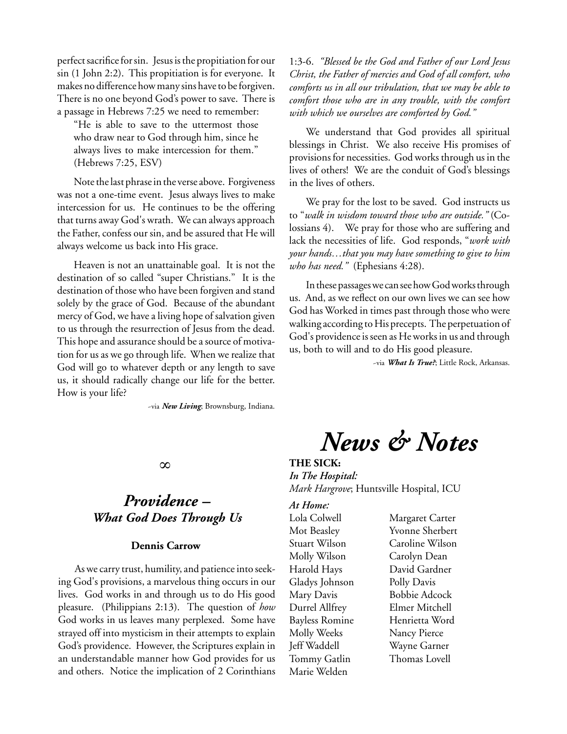perfect sacrifice for sin. Jesus is the propitiation for our sin (1 John 2:2). This propitiation is for everyone. It makes no difference how many sins have to be forgiven. There is no one beyond God's power to save. There is a passage in Hebrews 7:25 we need to remember:

> "He is able to save to the uttermost those who draw near to God through him, since he always lives to make intercession for them." (Hebrews 7:25, ESV)

Note the last phrase in the verse above. Forgiveness was not a one-time event. Jesus always lives to make intercession for us. He continues to be the offering that turns away God's wrath. We can always approach the Father, confess our sin, and be assured that He will always welcome us back into His grace.

Heaven is not an unattainable goal. It is not the destination of so called "super Christians." It is the destination of those who have been forgiven and stand solely by the grace of God. Because of the abundant mercy of God, we have a living hope of salvation given to us through the resurrection of Jesus from the dead. This hope and assurance should be a source of motivation for us as we go through life. When we realize that God will go to whatever depth or any length to save us, it should radically change our life for the better. How is your life?

~via ***New Living***; Brownsburg, Indiana.

∞

## *Providence – What God Does Through Us*

**Dennis Carrow**

As we carry trust, humility, and patience into seeking God's provisions, a marvelous thing occurs in our lives. God works in and through us to do His good pleasure. (Philippians 2:13). The question of *how* God works in us leaves many perplexed. Some have strayed off into mysticism in their attempts to explain God's providence. However, the Scriptures explain in an understandable manner how God provides for us and others. Notice the implication of 2 Corinthians 1:3-6. *"Blessed be the God and Father of our Lord Jesus Christ, the Father of mercies and God of all comfort, who comforts us in all our tribulation, that we may be able to comfort those who are in any trouble, with the comfort with which we ourselves are comforted by God."*

We understand that God provides all spiritual blessings in Christ. We also receive His promises of provisions for necessities. God works through us in the lives of others! We are the conduit of God's blessings in the lives of others.

We pray for the lost to be saved. God instructs us to "*walk in wisdom toward those who are outside."* (Colossians 4). We pray for those who are suffering and lack the necessities of life. God responds, "*work with your hands…that you may have something to give to him who has need."* (Ephesians 4:28).

In these passages we can see how God works through us. And, as we reflect on our own lives we can see how God has Worked in times past through those who were walking according to His precepts. The perpetuation of God's providence is seen as He works in us and through us, both to will and to do His good pleasure.

~via ***What Is True?***; Little Rock, Arkansas.

# *News & Notes*

**THE SICK:**

***In The Hospital:***

*Mark Hargrove*; Huntsville Hospital, ICU

***At Home:***

| | |
|---|---|
| Lola Colwell | Margaret Carter |
| Mot Beasley | Yvonne Sherbert |
| Stuart Wilson | Caroline Wilson |
| Molly Wilson | Carolyn Dean |
| Harold Hays | David Gardner |
| Gladys Johnson | Polly Davis |
| Mary Davis | Bobbie Adcock |
| Durrel Allfrey | Elmer Mitchell |
| Bayless Romine | Henrietta Word |
| Molly Weeks | Nancy Pierce |
| Jeff Waddell | Wayne Garner |
| Tommy Gatlin | Thomas Lovell |
| Marie Welden | |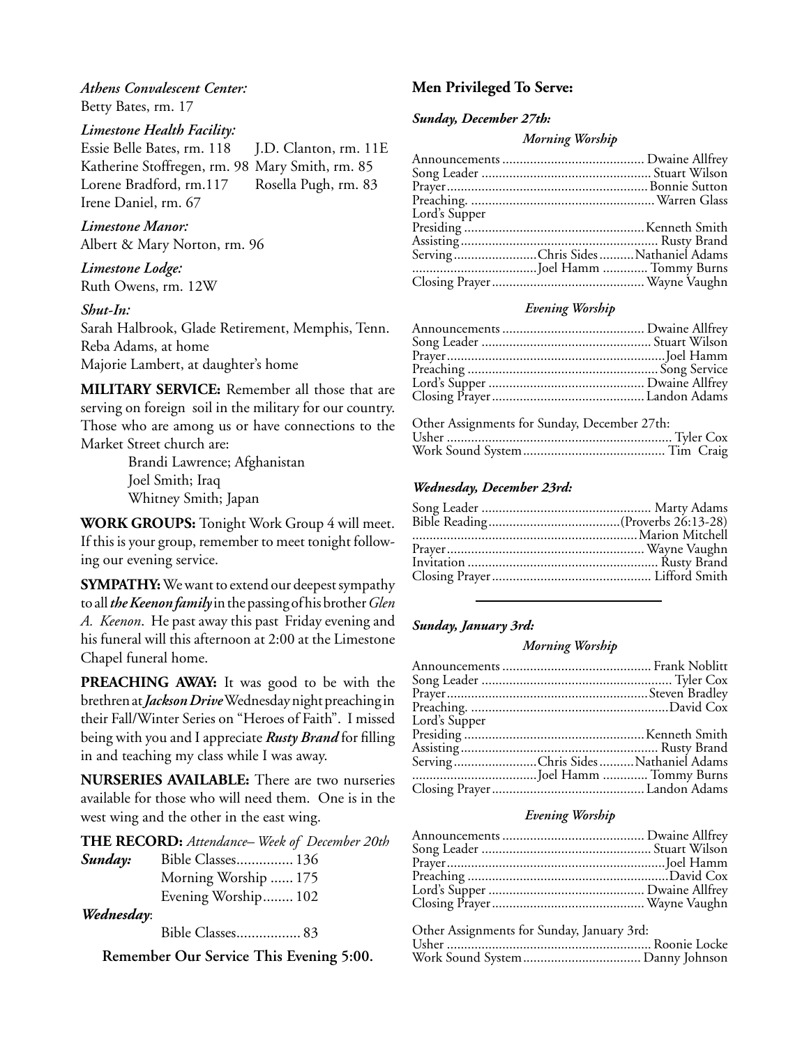***Athens Convalescent Center:***
Betty Bates, rm. 17

***Limestone Health Facility:***
Essie Belle Bates, rm. 118 J.D. Clanton, rm. 11E
Katherine Stoffregen, rm. 98 Mary Smith, rm. 85
Lorene Bradford, rm.117 Rosella Pugh, rm. 83
Irene Daniel, rm. 67

***Limestone Manor:***
Albert & Mary Norton, rm. 96

***Limestone Lodge:***
Ruth Owens, rm. 12W

***Shut-In:***
Sarah Halbrook, Glade Retirement, Memphis, Tenn.
Reba Adams, at home
Majorie Lambert, at daughter's home

**MILITARY SERVICE:** Remember all those that are serving on foreign soil in the military for our country. Those who are among us or have connections to the Market Street church are:

Brandi Lawrence; Afghanistan
Joel Smith; Iraq
Whitney Smith; Japan

**WORK GROUPS:** Tonight Work Group 4 will meet. If this is your group, remember to meet tonight following our evening service.

**SYMPATHY:** We want to extend our deepest sympathy to all ***the Keenon family*** in the passing of his brother *Glen A. Keenon*. He past away this past Friday evening and his funeral will this afternoon at 2:00 at the Limestone Chapel funeral home.

**PREACHING AWAY:** It was good to be with the brethren at ***Jackson Drive*** Wednesday night preaching in their Fall/Winter Series on "Heroes of Faith". I missed being with you and I appreciate ***Rusty Brand*** for filling in and teaching my class while I was away.

**NURSERIES AVAILABLE:** There are two nurseries available for those who will need them. One is in the west wing and the other in the east wing.

**THE RECORD:** *Attendance– Week of December 20th*

***Sunday:*** Bible Classes............... 136
Morning Worship ...... 175
Evening Worship........ 102

***Wednesday*:**
Bible Classes................. 83

**Remember Our Service This Evening 5:00.**

## Men Privileged To Serve:

***Sunday, December 27th:***

***Morning Worship***

Announcements ......................................... Dwaine Allfrey
Song Leader ................................................ Stuart Wilson
Prayer......................................................... Bonnie Sutton
Preaching. .................................................... Warren Glass
Lord's Supper
Presiding ................................................... Kenneth Smith
Assisting......................................................... Rusty Brand
Serving........................Chris Sides ..........Nathaniel Adams
....................................Joel Hamm ............. Tommy Burns
Closing Prayer........................................... Wayne Vaughn

***Evening Worship***

Announcements ......................................... Dwaine Allfrey
Song Leader ................................................ Stuart Wilson
Prayer...............................................................Joel Hamm
Preaching ...................................................... Song Service
Lord's Supper ............................................ Dwaine Allfrey
Closing Prayer............................................ Landon Adams

Other Assignments for Sunday, December 27th:
Usher ................................................................ Tyler Cox
Work Sound System......................................... Tim Craig

***Wednesday, December 23rd:***

Song Leader ................................................. Marty Adams
Bible Reading......................................(Proverbs 26:13-28)
................................................................ Marion Mitchell
Prayer........................................................ Wayne Vaughn
Invitation ...................................................... Rusty Brand
Closing Prayer............................................. Lifford Smith

---

***Sunday, January 3rd:***

***Morning Worship***

Announcements ........................................... Frank Noblitt
Song Leader ...................................................... Tyler Cox
Prayer........................................................ Steven Bradley
Preaching. .........................................................David Cox
Lord's Supper
Presiding ................................................... Kenneth Smith
Assisting......................................................... Rusty Brand
Serving........................Chris Sides ..........Nathaniel Adams
....................................Joel Hamm ............. Tommy Burns
Closing Prayer........................................... Landon Adams

***Evening Worship***

Announcements ......................................... Dwaine Allfrey
Song Leader ................................................ Stuart Wilson
Prayer...............................................................Joel Hamm
Preaching .........................................................David Cox
Lord's Supper ............................................ Dwaine Allfrey
Closing Prayer........................................... Wayne Vaughn

Other Assignments for Sunday, January 3rd:
Usher ........................................................... Roonie Locke
Work Sound System.................................. Danny Johnson